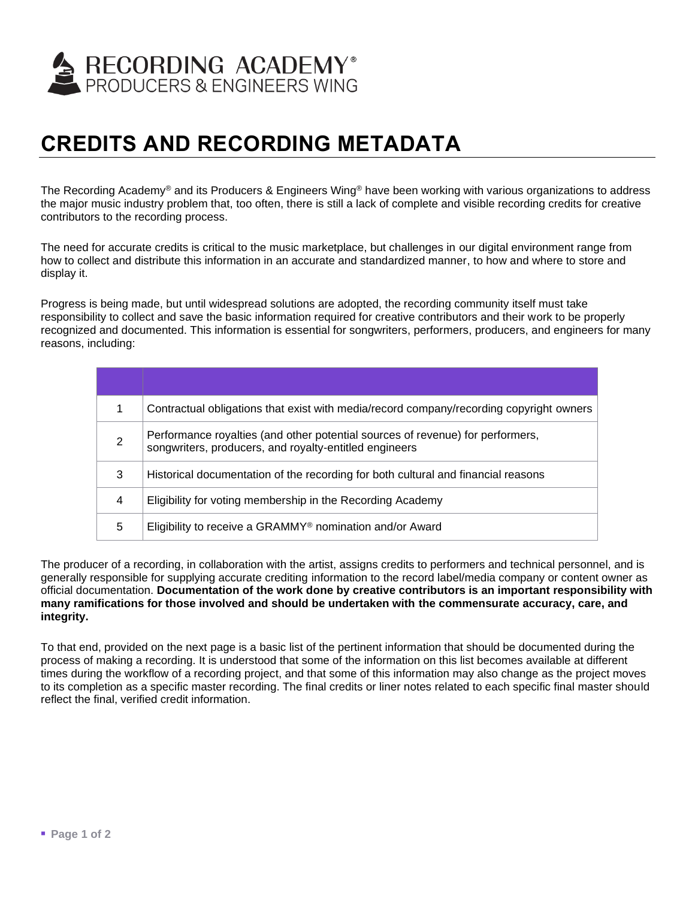RECORDING ACADEMY®
PRODUCERS & ENGINEERS WING

# CREDITS AND RECORDING METADATA

The Recording Academy® and its Producers & Engineers Wing® have been working with various organizations to address the major music industry problem that, too often, there is still a lack of complete and visible recording credits for creative contributors to the recording process.

The need for accurate credits is critical to the music marketplace, but challenges in our digital environment range from how to collect and distribute this information in an accurate and standardized manner, to how and where to store and display it.

Progress is being made, but until widespread solutions are adopted, the recording community itself must take responsibility to collect and save the basic information required for creative contributors and their work to be properly recognized and documented. This information is essential for songwriters, performers, producers, and engineers for many reasons, including:

| | |
|---|---|
| 1 | Contractual obligations that exist with media/record company/recording copyright owners |
| 2 | Performance royalties (and other potential sources of revenue) for performers, songwriters, producers, and royalty-entitled engineers |
| 3 | Historical documentation of the recording for both cultural and financial reasons |
| 4 | Eligibility for voting membership in the Recording Academy |
| 5 | Eligibility to receive a GRAMMY® nomination and/or Award |

The producer of a recording, in collaboration with the artist, assigns credits to performers and technical personnel, and is generally responsible for supplying accurate crediting information to the record label/media company or content owner as official documentation. **Documentation of the work done by creative contributors is an important responsibility with many ramifications for those involved and should be undertaken with the commensurate accuracy, care, and integrity.**

To that end, provided on the next page is a basic list of the pertinent information that should be documented during the process of making a recording. It is understood that some of the information on this list becomes available at different times during the workflow of a recording project, and that some of this information may also change as the project moves to its completion as a specific master recording. The final credits or liner notes related to each specific final master should reflect the final, verified credit information.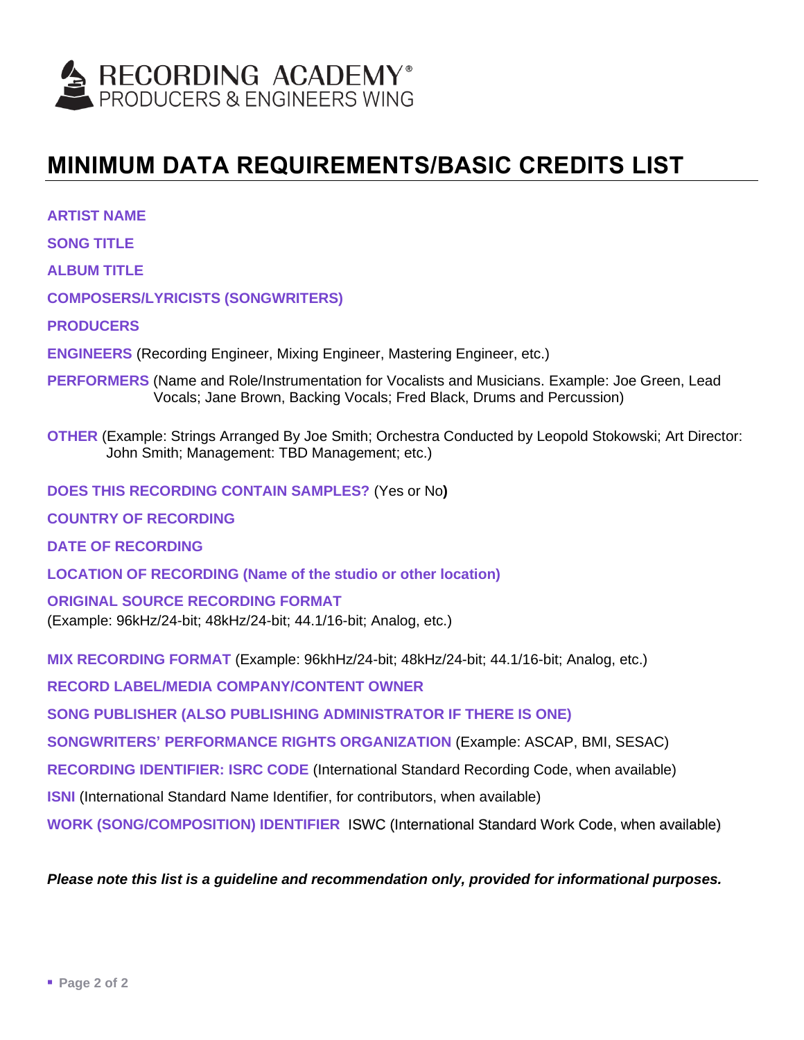RECORDING ACADEMY®
PRODUCERS & ENGINEERS WING

# MINIMUM DATA REQUIREMENTS/BASIC CREDITS LIST

**ARTIST NAME**

**SONG TITLE**

**ALBUM TITLE**

**COMPOSERS/LYRICISTS (SONGWRITERS)**

**PRODUCERS**

**ENGINEERS** (Recording Engineer, Mixing Engineer, Mastering Engineer, etc.)

**PERFORMERS** (Name and Role/Instrumentation for Vocalists and Musicians. Example: Joe Green, Lead Vocals; Jane Brown, Backing Vocals; Fred Black, Drums and Percussion)

**OTHER** (Example: Strings Arranged By Joe Smith; Orchestra Conducted by Leopold Stokowski; Art Director: John Smith; Management: TBD Management; etc.)

**DOES THIS RECORDING CONTAIN SAMPLES?** (Yes or No**)**

**COUNTRY OF RECORDING**

**DATE OF RECORDING**

**LOCATION OF RECORDING (Name of the studio or other location)**

**ORIGINAL SOURCE RECORDING FORMAT**
(Example: 96kHz/24-bit; 48kHz/24-bit; 44.1/16-bit; Analog, etc.)

**MIX RECORDING FORMAT** (Example: 96khHz/24-bit; 48kHz/24-bit; 44.1/16-bit; Analog, etc.)

**RECORD LABEL/MEDIA COMPANY/CONTENT OWNER**

**SONG PUBLISHER (ALSO PUBLISHING ADMINISTRATOR IF THERE IS ONE)**

**SONGWRITERS' PERFORMANCE RIGHTS ORGANIZATION** (Example: ASCAP, BMI, SESAC)

**RECORDING IDENTIFIER: ISRC CODE** (International Standard Recording Code, when available)

**ISNI** (International Standard Name Identifier, for contributors, when available)

**WORK (SONG/COMPOSITION) IDENTIFIER** ISWC (International Standard Work Code, when available)

***Please note this list is a guideline and recommendation only, provided for informational purposes.***